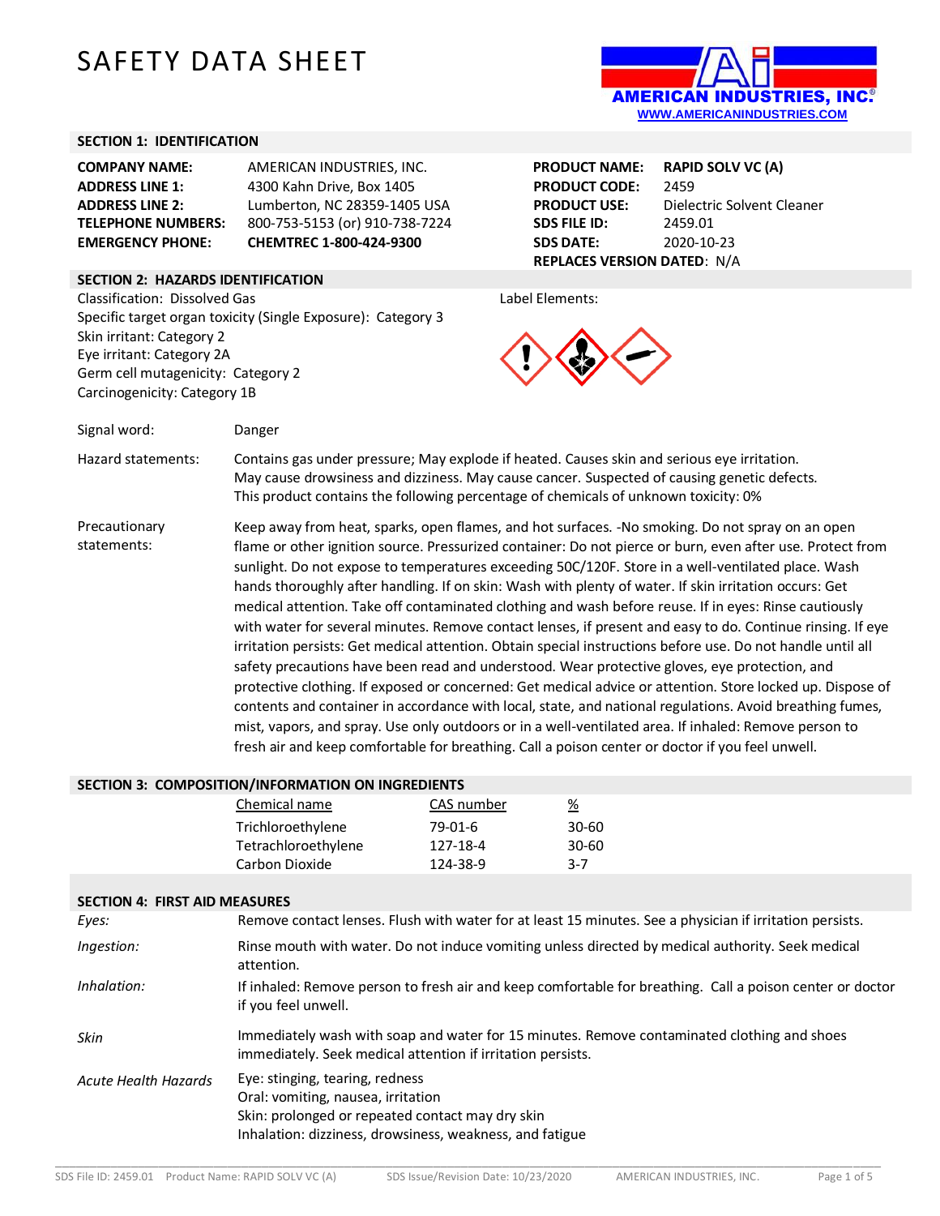# SAFETY DATA SHEET

AMERICAN INDUSTRIES, INC.
WWW.AMERICANINDUSTRIES.COM

## SECTION 1: IDENTIFICATION

| | |
|---|---|
| **COMPANY NAME:** | AMERICAN INDUSTRIES, INC. |
| **ADDRESS LINE 1:** | 4300 Kahn Drive, Box 1405 |
| **ADDRESS LINE 2:** | Lumberton, NC 28359-1405 USA |
| **TELEPHONE NUMBERS:** | 800-753-5153 (or) 910-738-7224 |
| **EMERGENCY PHONE:** | **CHEMTREC 1-800-424-9300** |

| | |
|---|---|
| **PRODUCT NAME:** | **RAPID SOLV VC (A)** |
| **PRODUCT CODE:** | 2459 |
| **PRODUCT USE:** | Dielectric Solvent Cleaner |
| **SDS FILE ID:** | 2459.01 |
| **SDS DATE:** | 2020-10-23 |
| **REPLACES VERSION DATED**: | N/A |

## SECTION 2: HAZARDS IDENTIFICATION

Classification: Dissolved Gas
Specific target organ toxicity (Single Exposure): Category 3
Skin irritant: Category 2
Eye irritant: Category 2A
Germ cell mutagenicity: Category 2
Carcinogenicity: Category 1B

Label Elements:

Signal word: Danger

Hazard statements: Contains gas under pressure; May explode if heated. Causes skin and serious eye irritation. May cause drowsiness and dizziness. May cause cancer. Suspected of causing genetic defects. This product contains the following percentage of chemicals of unknown toxicity: 0%

Precautionary statements: Keep away from heat, sparks, open flames, and hot surfaces. -No smoking. Do not spray on an open flame or other ignition source. Pressurized container: Do not pierce or burn, even after use. Protect from sunlight. Do not expose to temperatures exceeding 50C/120F. Store in a well-ventilated place. Wash hands thoroughly after handling. If on skin: Wash with plenty of water. If skin irritation occurs: Get medical attention. Take off contaminated clothing and wash before reuse. If in eyes: Rinse cautiously with water for several minutes. Remove contact lenses, if present and easy to do. Continue rinsing. If eye irritation persists: Get medical attention. Obtain special instructions before use. Do not handle until all safety precautions have been read and understood. Wear protective gloves, eye protection, and protective clothing. If exposed or concerned: Get medical advice or attention. Store locked up. Dispose of contents and container in accordance with local, state, and national regulations. Avoid breathing fumes, mist, vapors, and spray. Use only outdoors or in a well-ventilated area. If inhaled: Remove person to fresh air and keep comfortable for breathing. Call a poison center or doctor if you feel unwell.

## SECTION 3: COMPOSITION/INFORMATION ON INGREDIENTS

| Chemical name | CAS number | % |
|---|---|---|
| Trichloroethylene | 79-01-6 | 30-60 |
| Tetrachloroethylene | 127-18-4 | 30-60 |
| Carbon Dioxide | 124-38-9 | 3-7 |

## SECTION 4: FIRST AID MEASURES

*Eyes:* Remove contact lenses. Flush with water for at least 15 minutes. See a physician if irritation persists.

*Ingestion:* Rinse mouth with water. Do not induce vomiting unless directed by medical authority. Seek medical attention.

*Inhalation:* If inhaled: Remove person to fresh air and keep comfortable for breathing. Call a poison center or doctor if you feel unwell.

*Skin* Immediately wash with soap and water for 15 minutes. Remove contaminated clothing and shoes immediately. Seek medical attention if irritation persists.

*Acute Health Hazards*
Eye: stinging, tearing, redness
Oral: vomiting, nausea, irritation
Skin: prolonged or repeated contact may dry skin
Inhalation: dizziness, drowsiness, weakness, and fatigue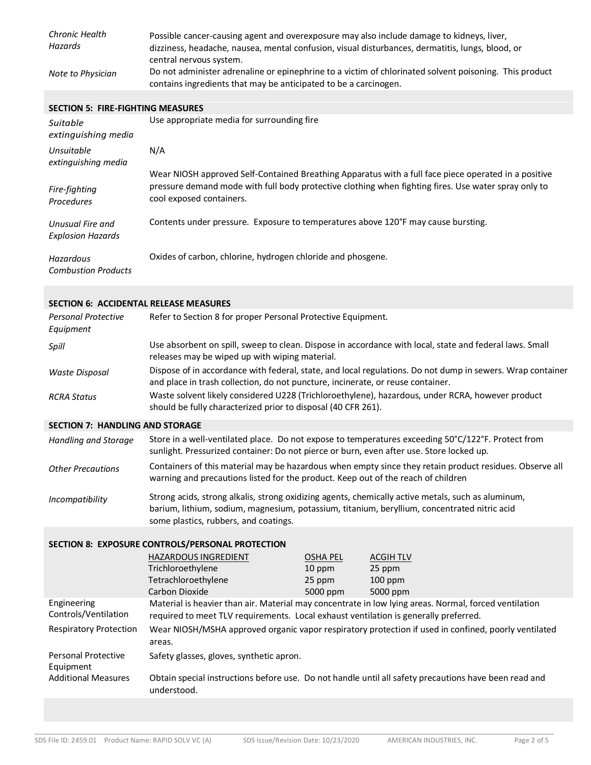| | |
|---|---|
| *Chronic Health Hazards* | Possible cancer-causing agent and overexposure may also include damage to kidneys, liver, dizziness, headache, nausea, mental confusion, visual disturbances, dermatitis, lungs, blood, or central nervous system. |
| *Note to Physician* | Do not administer adrenaline or epinephrine to a victim of chlorinated solvent poisoning. This product contains ingredients that may be anticipated to be a carcinogen. |

## SECTION 5: FIRE-FIGHTING MEASURES

| | |
|---|---|
| *Suitable extinguishing media* | Use appropriate media for surrounding fire |
| *Unsuitable extinguishing media* | N/A |
| *Fire-fighting Procedures* | Wear NIOSH approved Self-Contained Breathing Apparatus with a full face piece operated in a positive pressure demand mode with full body protective clothing when fighting fires. Use water spray only to cool exposed containers. |
| *Unusual Fire and Explosion Hazards* | Contents under pressure. Exposure to temperatures above 120°F may cause bursting. |
| *Hazardous Combustion Products* | Oxides of carbon, chlorine, hydrogen chloride and phosgene. |

## SECTION 6: ACCIDENTAL RELEASE MEASURES

| | |
|---|---|
| *Personal Protective Equipment* | Refer to Section 8 for proper Personal Protective Equipment. |
| *Spill* | Use absorbent on spill, sweep to clean. Dispose in accordance with local, state and federal laws. Small releases may be wiped up with wiping material. |
| *Waste Disposal* | Dispose of in accordance with federal, state, and local regulations. Do not dump in sewers. Wrap container and place in trash collection, do not puncture, incinerate, or reuse container. |
| *RCRA Status* | Waste solvent likely considered U228 (Trichloroethylene), hazardous, under RCRA, however product should be fully characterized prior to disposal (40 CFR 261). |

## SECTION 7: HANDLING AND STORAGE

| | |
|---|---|
| *Handling and Storage* | Store in a well-ventilated place. Do not expose to temperatures exceeding 50°C/122°F. Protect from sunlight. Pressurized container: Do not pierce or burn, even after use. Store locked up. |
| *Other Precautions* | Containers of this material may be hazardous when empty since they retain product residues. Observe all warning and precautions listed for the product. Keep out of the reach of children |
| *Incompatibility* | Strong acids, strong alkalis, strong oxidizing agents, chemically active metals, such as aluminum, barium, lithium, sodium, magnesium, potassium, titanium, beryllium, concentrated nitric acid some plastics, rubbers, and coatings. |

## SECTION 8: EXPOSURE CONTROLS/PERSONAL PROTECTION

| HAZARDOUS INGREDIENT | OSHA PEL | ACGIH TLV |
|---|---|---|
| Trichloroethylene | 10 ppm | 25 ppm |
| Tetrachloroethylene | 25 ppm | 100 ppm |
| Carbon Dioxide | 5000 ppm | 5000 ppm |

| | |
|---|---|
| Engineering Controls/Ventilation | Material is heavier than air. Material may concentrate in low lying areas. Normal, forced ventilation required to meet TLV requirements. Local exhaust ventilation is generally preferred. |
| Respiratory Protection | Wear NIOSH/MSHA approved organic vapor respiratory protection if used in confined, poorly ventilated areas. |
| Personal Protective Equipment | Safety glasses, gloves, synthetic apron. |
| Additional Measures | Obtain special instructions before use. Do not handle until all safety precautions have been read and understood. |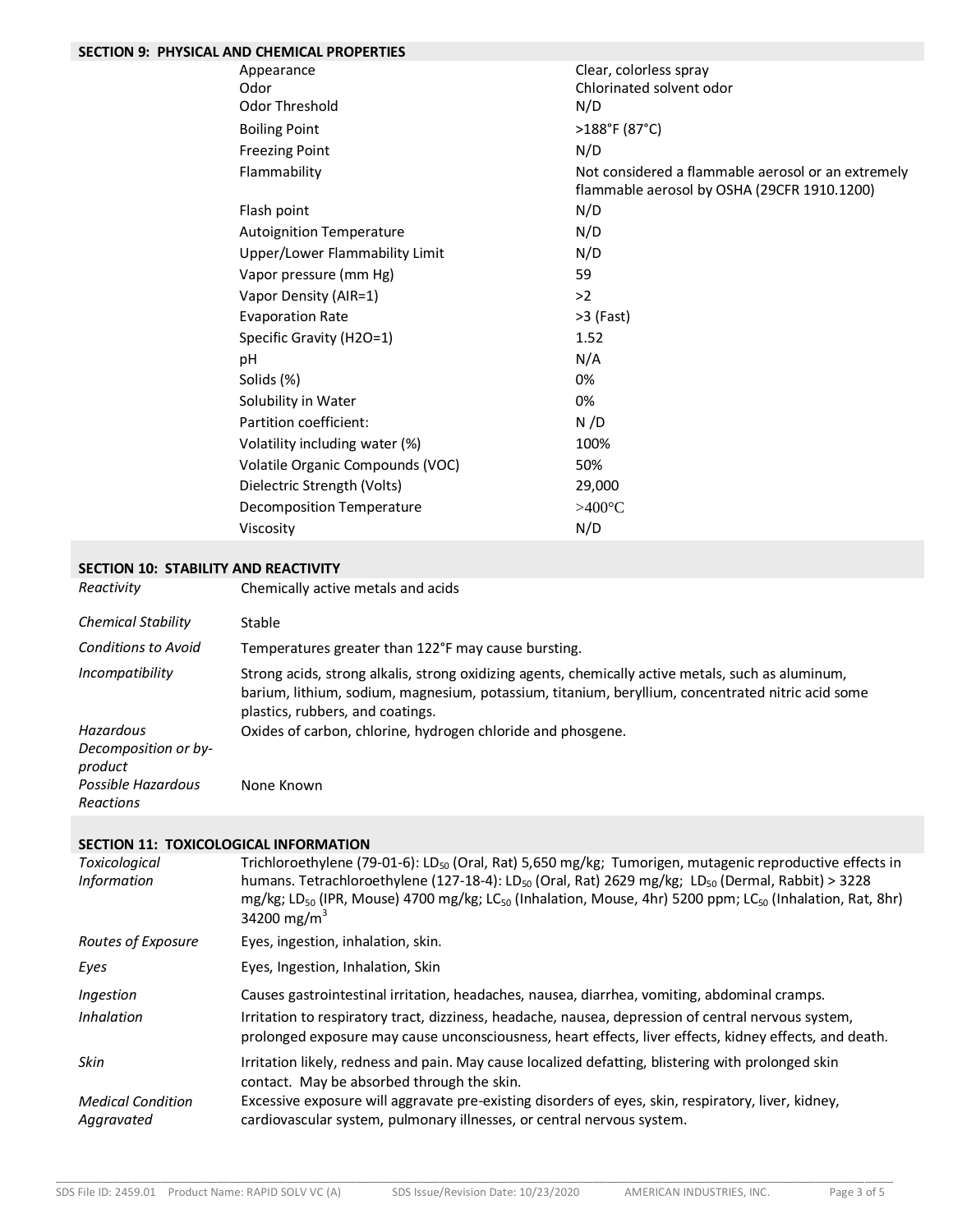## SECTION 9: PHYSICAL AND CHEMICAL PROPERTIES

| Property | Value |
|---|---|
| Appearance | Clear, colorless spray |
| Odor | Chlorinated solvent odor |
| Odor Threshold | N/D |
| Boiling Point | >188°F (87°C) |
| Freezing Point | N/D |
| Flammability | Not considered a flammable aerosol or an extremely flammable aerosol by OSHA (29CFR 1910.1200) |
| Flash point | N/D |
| Autoignition Temperature | N/D |
| Upper/Lower Flammability Limit | N/D |
| Vapor pressure (mm Hg) | 59 |
| Vapor Density (AIR=1) | >2 |
| Evaporation Rate | >3 (Fast) |
| Specific Gravity (H2O=1) | 1.52 |
| pH | N/A |
| Solids (%) | 0% |
| Solubility in Water | 0% |
| Partition coefficient: | N /D |
| Volatility including water (%) | 100% |
| Volatile Organic Compounds (VOC) | 50% |
| Dielectric Strength (Volts) | 29,000 |
| Decomposition Temperature | >400°C |
| Viscosity | N/D |

## SECTION 10: STABILITY AND REACTIVITY

| | |
|---|---|
| *Reactivity* | Chemically active metals and acids |
| *Chemical Stability* | Stable |
| *Conditions to Avoid* | Temperatures greater than 122°F may cause bursting. |
| *Incompatibility* | Strong acids, strong alkalis, strong oxidizing agents, chemically active metals, such as aluminum, barium, lithium, sodium, magnesium, potassium, titanium, beryllium, concentrated nitric acid some plastics, rubbers, and coatings. |
| *Hazardous Decomposition or by-product* | Oxides of carbon, chlorine, hydrogen chloride and phosgene. |
| *Possible Hazardous Reactions* | None Known |

## SECTION 11: TOXICOLOGICAL INFORMATION

| | |
|---|---|
| *Toxicological Information* | Trichloroethylene (79-01-6): $LD_{50}$ (Oral, Rat) 5,650 mg/kg; Tumorigen, mutagenic reproductive effects in humans. Tetrachloroethylene (127-18-4): $LD_{50}$ (Oral, Rat) 2629 mg/kg; $LD_{50}$ (Dermal, Rabbit) > 3228 mg/kg; $LD_{50}$ (IPR, Mouse) 4700 mg/kg; $LC_{50}$ (Inhalation, Mouse, 4hr) 5200 ppm; $LC_{50}$ (Inhalation, Rat, 8hr) 34200 mg/$m^3$ |
| *Routes of Exposure* | Eyes, ingestion, inhalation, skin. |
| *Eyes* | Eyes, Ingestion, Inhalation, Skin |
| *Ingestion* | Causes gastrointestinal irritation, headaches, nausea, diarrhea, vomiting, abdominal cramps. |
| *Inhalation* | Irritation to respiratory tract, dizziness, headache, nausea, depression of central nervous system, prolonged exposure may cause unconsciousness, heart effects, liver effects, kidney effects, and death. |
| *Skin* | Irritation likely, redness and pain. May cause localized defatting, blistering with prolonged skin contact. May be absorbed through the skin. |
| *Medical Condition Aggravated* | Excessive exposure will aggravate pre-existing disorders of eyes, skin, respiratory, liver, kidney, cardiovascular system, pulmonary illnesses, or central nervous system. |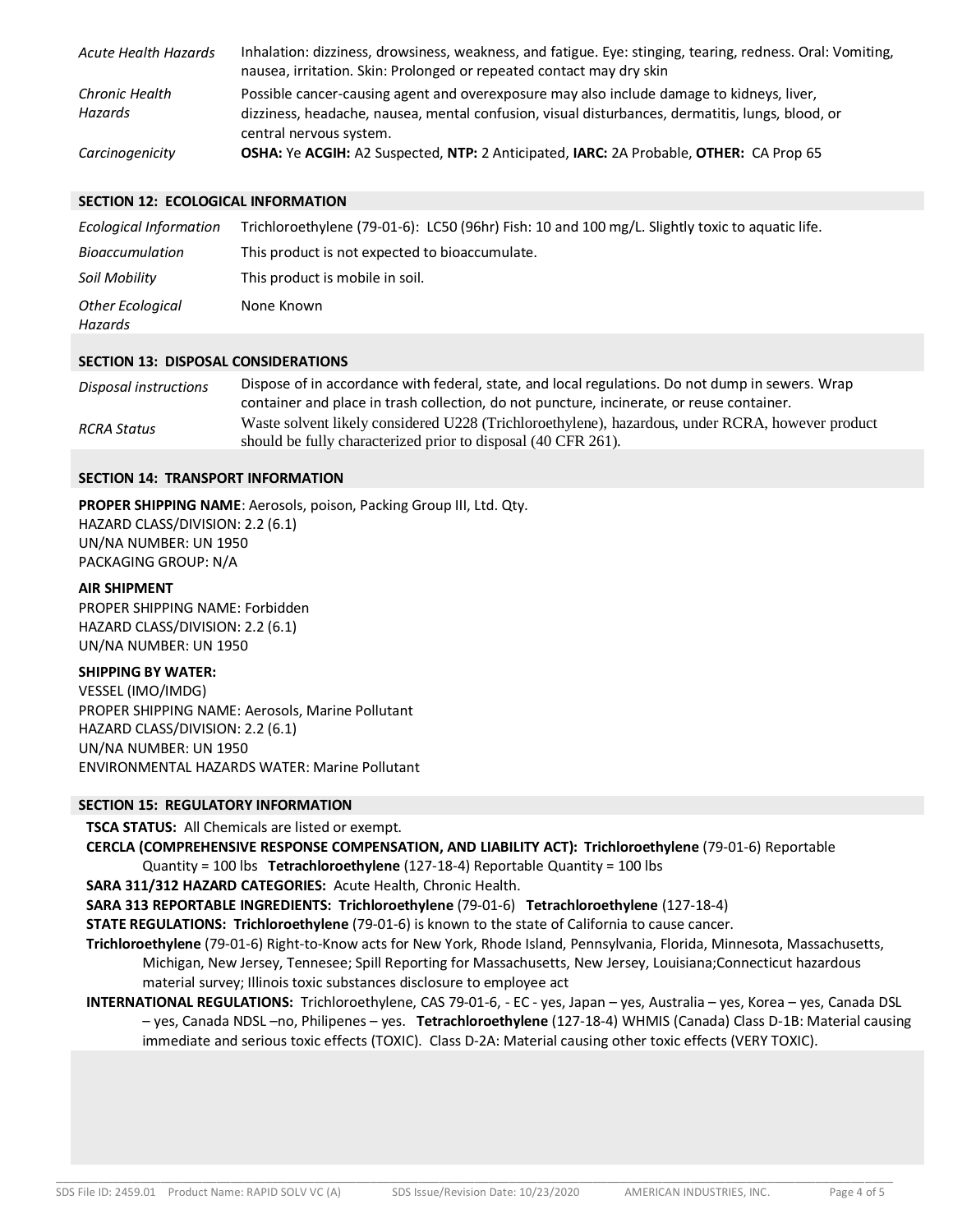| | |
|---|---|
| *Acute Health Hazards* | Inhalation: dizziness, drowsiness, weakness, and fatigue. Eye: stinging, tearing, redness. Oral: Vomiting, nausea, irritation. Skin: Prolonged or repeated contact may dry skin |
| *Chronic Health Hazards* | Possible cancer-causing agent and overexposure may also include damage to kidneys, liver, dizziness, headache, nausea, mental confusion, visual disturbances, dermatitis, lungs, blood, or central nervous system. |
| *Carcinogenicity* | **OSHA:** Ye **ACGIH:** A2 Suspected, **NTP:** 2 Anticipated, **IARC:** 2A Probable, **OTHER:** CA Prop 65 |

## SECTION 12: ECOLOGICAL INFORMATION

| | |
|---|---|
| *Ecological Information* | Trichloroethylene (79-01-6): LC50 (96hr) Fish: 10 and 100 mg/L. Slightly toxic to aquatic life. |
| *Bioaccumulation* | This product is not expected to bioaccumulate. |
| *Soil Mobility* | This product is mobile in soil. |
| *Other Ecological Hazards* | None Known |

## SECTION 13: DISPOSAL CONSIDERATIONS

| | |
|---|---|
| *Disposal instructions* | Dispose of in accordance with federal, state, and local regulations. Do not dump in sewers. Wrap container and place in trash collection, do not puncture, incinerate, or reuse container. |
| *RCRA Status* | Waste solvent likely considered U228 (Trichloroethylene), hazardous, under RCRA, however product should be fully characterized prior to disposal (40 CFR 261). |

## SECTION 14: TRANSPORT INFORMATION

**PROPER SHIPPING NAME**: Aerosols, poison, Packing Group III, Ltd. Qty.
HAZARD CLASS/DIVISION: 2.2 (6.1)
UN/NA NUMBER: UN 1950
PACKAGING GROUP: N/A

**AIR SHIPMENT**
PROPER SHIPPING NAME: Forbidden
HAZARD CLASS/DIVISION: 2.2 (6.1)
UN/NA NUMBER: UN 1950

**SHIPPING BY WATER:**
VESSEL (IMO/IMDG)
PROPER SHIPPING NAME: Aerosols, Marine Pollutant
HAZARD CLASS/DIVISION: 2.2 (6.1)
UN/NA NUMBER: UN 1950
ENVIRONMENTAL HAZARDS WATER: Marine Pollutant

## SECTION 15: REGULATORY INFORMATION

**TSCA STATUS:** All Chemicals are listed or exempt.

**CERCLA (COMPREHENSIVE RESPONSE COMPENSATION, AND LIABILITY ACT): Trichloroethylene** (79-01-6) Reportable Quantity = 100 lbs **Tetrachloroethylene** (127-18-4) Reportable Quantity = 100 lbs

**SARA 311/312 HAZARD CATEGORIES:** Acute Health, Chronic Health.

**SARA 313 REPORTABLE INGREDIENTS: Trichloroethylene** (79-01-6) **Tetrachloroethylene** (127-18-4)

**STATE REGULATIONS: Trichloroethylene** (79-01-6) is known to the state of California to cause cancer.

**Trichloroethylene** (79-01-6) Right-to-Know acts for New York, Rhode Island, Pennsylvania, Florida, Minnesota, Massachusetts, Michigan, New Jersey, Tennesee; Spill Reporting for Massachusetts, New Jersey, Louisiana;Connecticut hazardous material survey; Illinois toxic substances disclosure to employee act

**INTERNATIONAL REGULATIONS:** Trichloroethylene, CAS 79-01-6, - EC - yes, Japan – yes, Australia – yes, Korea – yes, Canada DSL – yes, Canada NDSL –no, Philipenes – yes. **Tetrachloroethylene** (127-18-4) WHMIS (Canada) Class D-1B: Material causing immediate and serious toxic effects (TOXIC). Class D-2A: Material causing other toxic effects (VERY TOXIC).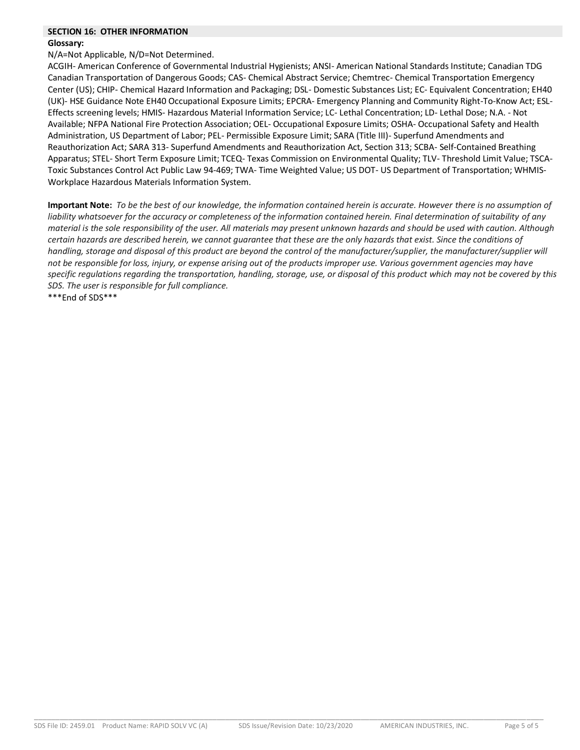## SECTION 16: OTHER INFORMATION

**Glossary:**

N/A=Not Applicable, N/D=Not Determined.

ACGIH- American Conference of Governmental Industrial Hygienists; ANSI- American National Standards Institute; Canadian TDG Canadian Transportation of Dangerous Goods; CAS- Chemical Abstract Service; Chemtrec- Chemical Transportation Emergency Center (US); CHIP- Chemical Hazard Information and Packaging; DSL- Domestic Substances List; EC- Equivalent Concentration; EH40 (UK)- HSE Guidance Note EH40 Occupational Exposure Limits; EPCRA- Emergency Planning and Community Right-To-Know Act; ESL- Effects screening levels; HMIS- Hazardous Material Information Service; LC- Lethal Concentration; LD- Lethal Dose; N.A. - Not Available; NFPA National Fire Protection Association; OEL- Occupational Exposure Limits; OSHA- Occupational Safety and Health Administration, US Department of Labor; PEL- Permissible Exposure Limit; SARA (Title III)- Superfund Amendments and Reauthorization Act; SARA 313- Superfund Amendments and Reauthorization Act, Section 313; SCBA- Self-Contained Breathing Apparatus; STEL- Short Term Exposure Limit; TCEQ- Texas Commission on Environmental Quality; TLV- Threshold Limit Value; TSCA- Toxic Substances Control Act Public Law 94-469; TWA- Time Weighted Value; US DOT- US Department of Transportation; WHMIS- Workplace Hazardous Materials Information System.

**Important Note:** *To be the best of our knowledge, the information contained herein is accurate. However there is no assumption of liability whatsoever for the accuracy or completeness of the information contained herein. Final determination of suitability of any material is the sole responsibility of the user. All materials may present unknown hazards and should be used with caution. Although certain hazards are described herein, we cannot guarantee that these are the only hazards that exist. Since the conditions of handling, storage and disposal of this product are beyond the control of the manufacturer/supplier, the manufacturer/supplier will not be responsible for loss, injury, or expense arising out of the products improper use. Various government agencies may have specific regulations regarding the transportation, handling, storage, use, or disposal of this product which may not be covered by this SDS. The user is responsible for full compliance.*

***End of SDS***